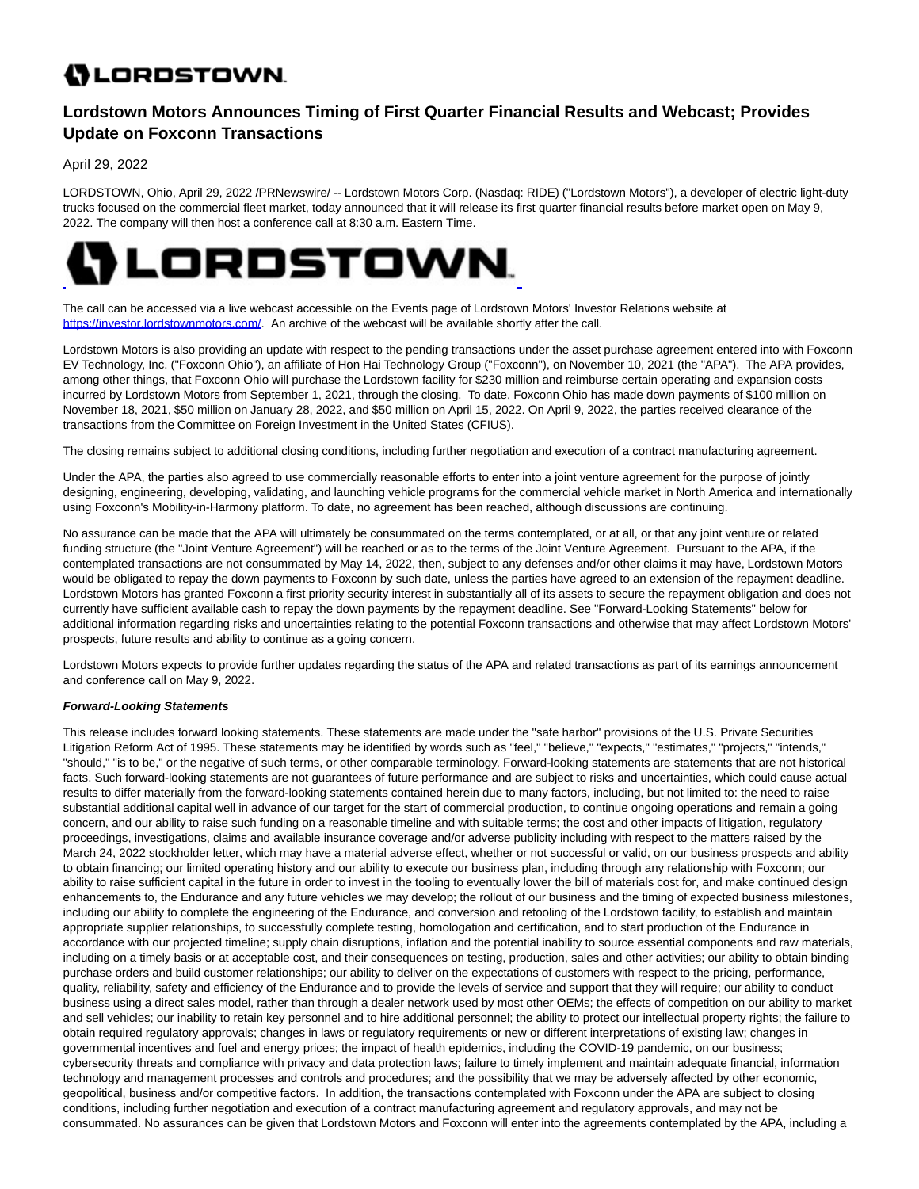# Lordstown Motors Announces Timing of First Quarter Financial Results and Webcast; Provides Update on Foxconn Transactions

April 29, 2022

LORDSTOWN, Ohio, April 29, 2022 /PRNewswire/ -- Lordstown Motors Corp. (Nasdaq: RIDE) ("Lordstown Motors"), a developer of electric light-duty trucks focused on the commercial fleet market, today announced that it will release its first quarter financial results before market open on May 9, 2022. The company will then host a conference call at 8:30 a.m. Eastern Time.

The call can be accessed via a live webcast accessible on the Events page of Lordstown Motors' Investor Relations website at https://investor.lordstownmotors.com/. An archive of the webcast will be available shortly after the call.

Lordstown Motors is also providing an update with respect to the pending transactions under the asset purchase agreement entered into with Foxconn EV Technology, Inc. ("Foxconn Ohio"), an affiliate of Hon Hai Technology Group ("Foxconn"), on November 10, 2021 (the "APA"). The APA provides, among other things, that Foxconn Ohio will purchase the Lordstown facility for $230 million and reimburse certain operating and expansion costs incurred by Lordstown Motors from September 1, 2021, through the closing. To date, Foxconn Ohio has made down payments of $100 million on November 18, 2021, $50 million on January 28, 2022, and $50 million on April 15, 2022. On April 9, 2022, the parties received clearance of the transactions from the Committee on Foreign Investment in the United States (CFIUS).

The closing remains subject to additional closing conditions, including further negotiation and execution of a contract manufacturing agreement.

Under the APA, the parties also agreed to use commercially reasonable efforts to enter into a joint venture agreement for the purpose of jointly designing, engineering, developing, validating, and launching vehicle programs for the commercial vehicle market in North America and internationally using Foxconn's Mobility-in-Harmony platform. To date, no agreement has been reached, although discussions are continuing.

No assurance can be made that the APA will ultimately be consummated on the terms contemplated, or at all, or that any joint venture or related funding structure (the "Joint Venture Agreement") will be reached or as to the terms of the Joint Venture Agreement. Pursuant to the APA, if the contemplated transactions are not consummated by May 14, 2022, then, subject to any defenses and/or other claims it may have, Lordstown Motors would be obligated to repay the down payments to Foxconn by such date, unless the parties have agreed to an extension of the repayment deadline. Lordstown Motors has granted Foxconn a first priority security interest in substantially all of its assets to secure the repayment obligation and does not currently have sufficient available cash to repay the down payments by the repayment deadline. See "Forward-Looking Statements" below for additional information regarding risks and uncertainties relating to the potential Foxconn transactions and otherwise that may affect Lordstown Motors' prospects, future results and ability to continue as a going concern.

Lordstown Motors expects to provide further updates regarding the status of the APA and related transactions as part of its earnings announcement and conference call on May 9, 2022.

***Forward-Looking Statements***

This release includes forward looking statements. These statements are made under the "safe harbor" provisions of the U.S. Private Securities Litigation Reform Act of 1995. These statements may be identified by words such as "feel," "believe," "expects," "estimates," "projects," "intends," "should," "is to be," or the negative of such terms, or other comparable terminology. Forward-looking statements are statements that are not historical facts. Such forward-looking statements are not guarantees of future performance and are subject to risks and uncertainties, which could cause actual results to differ materially from the forward-looking statements contained herein due to many factors, including, but not limited to: the need to raise substantial additional capital well in advance of our target for the start of commercial production, to continue ongoing operations and remain a going concern, and our ability to raise such funding on a reasonable timeline and with suitable terms; the cost and other impacts of litigation, regulatory proceedings, investigations, claims and available insurance coverage and/or adverse publicity including with respect to the matters raised by the March 24, 2022 stockholder letter, which may have a material adverse effect, whether or not successful or valid, on our business prospects and ability to obtain financing; our limited operating history and our ability to execute our business plan, including through any relationship with Foxconn; our ability to raise sufficient capital in the future in order to invest in the tooling to eventually lower the bill of materials cost for, and make continued design enhancements to, the Endurance and any future vehicles we may develop; the rollout of our business and the timing of expected business milestones, including our ability to complete the engineering of the Endurance, and conversion and retooling of the Lordstown facility, to establish and maintain appropriate supplier relationships, to successfully complete testing, homologation and certification, and to start production of the Endurance in accordance with our projected timeline; supply chain disruptions, inflation and the potential inability to source essential components and raw materials, including on a timely basis or at acceptable cost, and their consequences on testing, production, sales and other activities; our ability to obtain binding purchase orders and build customer relationships; our ability to deliver on the expectations of customers with respect to the pricing, performance, quality, reliability, safety and efficiency of the Endurance and to provide the levels of service and support that they will require; our ability to conduct business using a direct sales model, rather than through a dealer network used by most other OEMs; the effects of competition on our ability to market and sell vehicles; our inability to retain key personnel and to hire additional personnel; the ability to protect our intellectual property rights; the failure to obtain required regulatory approvals; changes in laws or regulatory requirements or new or different interpretations of existing law; changes in governmental incentives and fuel and energy prices; the impact of health epidemics, including the COVID-19 pandemic, on our business; cybersecurity threats and compliance with privacy and data protection laws; failure to timely implement and maintain adequate financial, information technology and management processes and controls and procedures; and the possibility that we may be adversely affected by other economic, geopolitical, business and/or competitive factors. In addition, the transactions contemplated with Foxconn under the APA are subject to closing conditions, including further negotiation and execution of a contract manufacturing agreement and regulatory approvals, and may not be consummated. No assurances can be given that Lordstown Motors and Foxconn will enter into the agreements contemplated by the APA, including a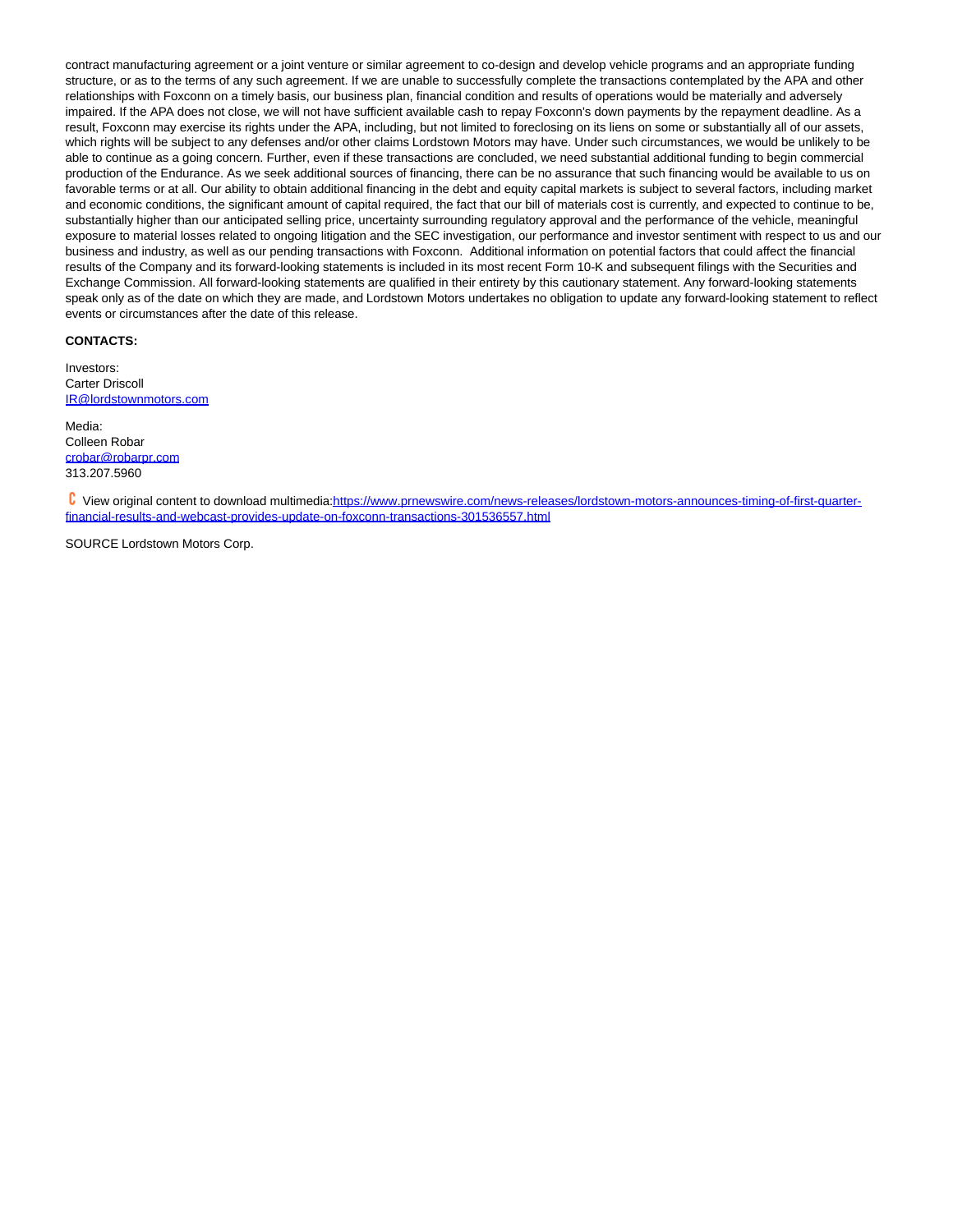contract manufacturing agreement or a joint venture or similar agreement to co-design and develop vehicle programs and an appropriate funding structure, or as to the terms of any such agreement. If we are unable to successfully complete the transactions contemplated by the APA and other relationships with Foxconn on a timely basis, our business plan, financial condition and results of operations would be materially and adversely impaired. If the APA does not close, we will not have sufficient available cash to repay Foxconn's down payments by the repayment deadline. As a result, Foxconn may exercise its rights under the APA, including, but not limited to foreclosing on its liens on some or substantially all of our assets, which rights will be subject to any defenses and/or other claims Lordstown Motors may have. Under such circumstances, we would be unlikely to be able to continue as a going concern. Further, even if these transactions are concluded, we need substantial additional funding to begin commercial production of the Endurance. As we seek additional sources of financing, there can be no assurance that such financing would be available to us on favorable terms or at all. Our ability to obtain additional financing in the debt and equity capital markets is subject to several factors, including market and economic conditions, the significant amount of capital required, the fact that our bill of materials cost is currently, and expected to continue to be, substantially higher than our anticipated selling price, uncertainty surrounding regulatory approval and the performance of the vehicle, meaningful exposure to material losses related to ongoing litigation and the SEC investigation, our performance and investor sentiment with respect to us and our business and industry, as well as our pending transactions with Foxconn. Additional information on potential factors that could affect the financial results of the Company and its forward-looking statements is included in its most recent Form 10-K and subsequent filings with the Securities and Exchange Commission. All forward-looking statements are qualified in their entirety by this cautionary statement. Any forward-looking statements speak only as of the date on which they are made, and Lordstown Motors undertakes no obligation to update any forward-looking statement to reflect events or circumstances after the date of this release.

**CONTACTS:**

Investors:
Carter Driscoll
IR@lordstownmotors.com

Media:
Colleen Robar
crobar@robarpr.com
313.207.5960

View original content to download multimedia:https://www.prnewswire.com/news-releases/lordstown-motors-announces-timing-of-first-quarter-financial-results-and-webcast-provides-update-on-foxconn-transactions-301536557.html

SOURCE Lordstown Motors Corp.